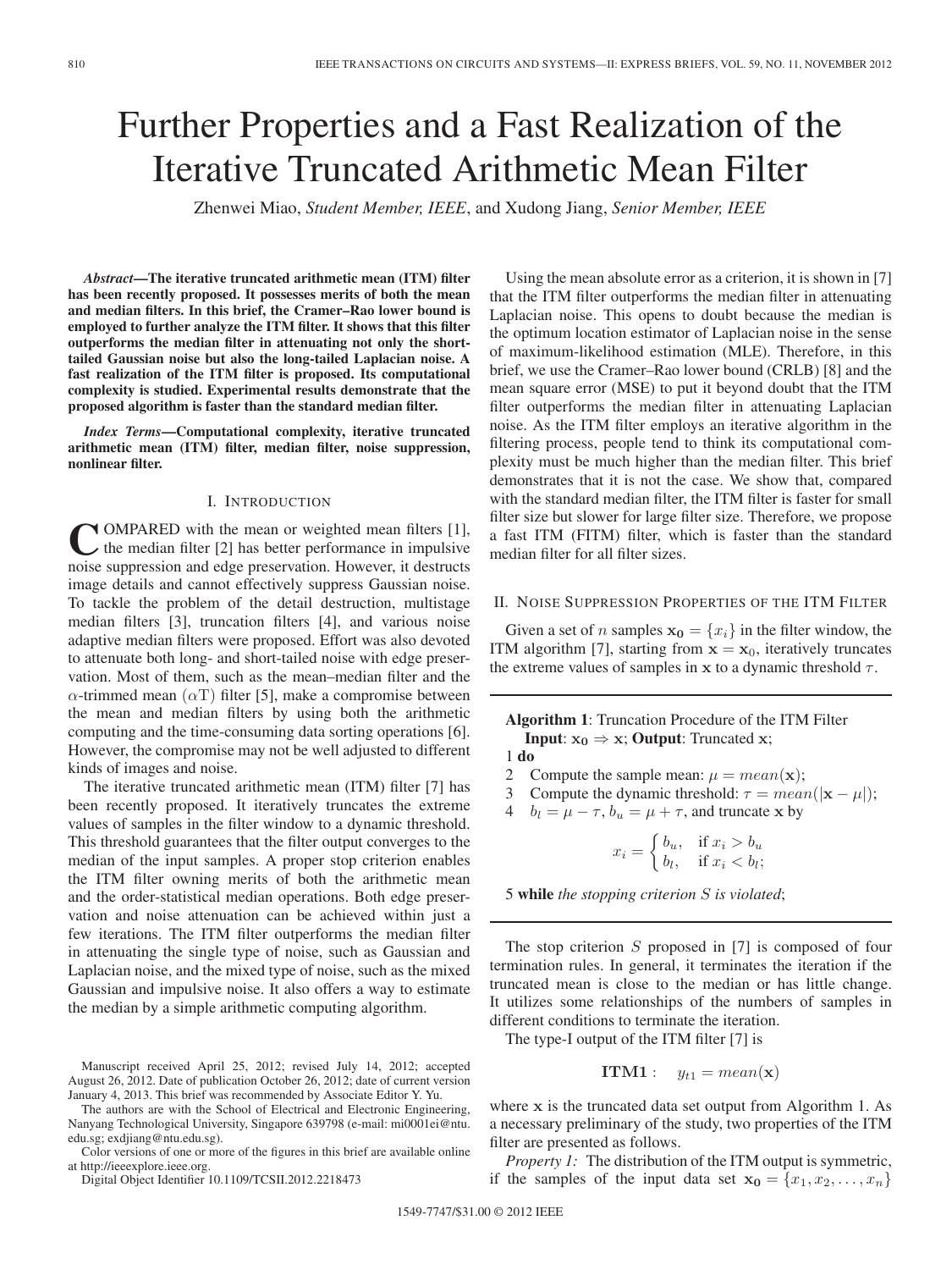# Further Properties and a Fast Realization of the Iterative Truncated Arithmetic Mean Filter

Zhenwei Miao, *Student Member, IEEE*, and Xudong Jiang, *Senior Member, IEEE*

***Abstract*—The iterative truncated arithmetic mean (ITM) filter has been recently proposed. It possesses merits of both the mean and median filters. In this brief, the Cramer–Rao lower bound is employed to further analyze the ITM filter. It shows that this filter outperforms the median filter in attenuating not only the short-tailed Gaussian noise but also the long-tailed Laplacian noise. A fast realization of the ITM filter is proposed. Its computational complexity is studied. Experimental results demonstrate that the proposed algorithm is faster than the standard median filter.**

***Index Terms*—Computational complexity, iterative truncated arithmetic mean (ITM) filter, median filter, noise suppression, nonlinear filter.**

## I. Introduction

Compared with the mean or weighted mean filters [1], the median filter [2] has better performance in impulsive noise suppression and edge preservation. However, it destructs image details and cannot effectively suppress Gaussian noise. To tackle the problem of the detail destruction, multistage median filters [3], truncation filters [4], and various noise adaptive median filters were proposed. Effort was also devoted to attenuate both long- and short-tailed noise with edge preservation. Most of them, such as the mean–median filter and the $\alpha$-trimmed mean ($\alpha$T) filter [5], make a compromise between the mean and median filters by using both the arithmetic computing and the time-consuming data sorting operations [6]. However, the compromise may not be well adjusted to different kinds of images and noise.

The iterative truncated arithmetic mean (ITM) filter [7] has been recently proposed. It iteratively truncates the extreme values of samples in the filter window to a dynamic threshold. This threshold guarantees that the filter output converges to the median of the input samples. A proper stop criterion enables the ITM filter owning merits of both the arithmetic mean and the order-statistical median operations. Both edge preservation and noise attenuation can be achieved within just a few iterations. The ITM filter outperforms the median filter in attenuating the single type of noise, such as Gaussian and Laplacian noise, and the mixed type of noise, such as the mixed Gaussian and impulsive noise. It also offers a way to estimate the median by a simple arithmetic computing algorithm.

Manuscript received April 25, 2012; revised July 14, 2012; accepted August 26, 2012. Date of publication October 26, 2012; date of current version January 4, 2013. This brief was recommended by Associate Editor Y. Yu.

The authors are with the School of Electrical and Electronic Engineering, Nanyang Technological University, Singapore 639798 (e-mail: mi0001ei@ntu.edu.sg; exdjiang@ntu.edu.sg).

Color versions of one or more of the figures in this brief are available online at http://ieeexplore.ieee.org.

Digital Object Identifier 10.1109/TCSII.2012.2218473

Using the mean absolute error as a criterion, it is shown in [7] that the ITM filter outperforms the median filter in attenuating Laplacian noise. This opens to doubt because the median is the optimum location estimator of Laplacian noise in the sense of maximum-likelihood estimation (MLE). Therefore, in this brief, we use the Cramer–Rao lower bound (CRLB) [8] and the mean square error (MSE) to put it beyond doubt that the ITM filter outperforms the median filter in attenuating Laplacian noise. As the ITM filter employs an iterative algorithm in the filtering process, people tend to think its computational complexity must be much higher than the median filter. This brief demonstrates that it is not the case. We show that, compared with the standard median filter, the ITM filter is faster for small filter size but slower for large filter size. Therefore, we propose a fast ITM (FITM) filter, which is faster than the standard median filter for all filter sizes.

## II. Noise Suppression Properties of the ITM Filter

Given a set of $n$ samples $\mathbf{x_0} = \{x_i\}$ in the filter window, the ITM algorithm [7], starting from $\mathbf{x} = \mathbf{x}_0$, iteratively truncates the extreme values of samples in $\mathbf{x}$ to a dynamic threshold $\tau$.

**Algorithm 1**: Truncation Procedure of the ITM Filter
**Input**: $\mathbf{x_0} \Rightarrow \mathbf{x}$; **Output**: Truncated $\mathbf{x}$;
1 **do**
2 Compute the sample mean: $\mu = mean(\mathbf{x})$;
3 Compute the dynamic threshold: $\tau = mean(|\mathbf{x} - \mu|)$;
4 $b_l = \mu - \tau$, $b_u = \mu + \tau$, and truncate $\mathbf{x}$ by

$$x_i = \begin{cases} b_u, & \text{if } x_i > b_u \\ b_l, & \text{if } x_i < b_l; \end{cases}$$

5 **while** *the stopping criterion $S$ is violated*;

The stop criterion $S$ proposed in [7] is composed of four termination rules. In general, it terminates the iteration if the truncated mean is close to the median or has little change. It utilizes some relationships of the numbers of samples in different conditions to terminate the iteration.

The type-I output of the ITM filter [7] is

$$\textbf{ITM1}: \quad y_{t1} = mean(\mathbf{x})$$

where $\mathbf{x}$ is the truncated data set output from Algorithm 1. As a necessary preliminary of the study, two properties of the ITM filter are presented as follows.

*Property 1:* The distribution of the ITM output is symmetric, if the samples of the input data set $\mathbf{x_0} = \{x_1, x_2, \ldots, x_n\}$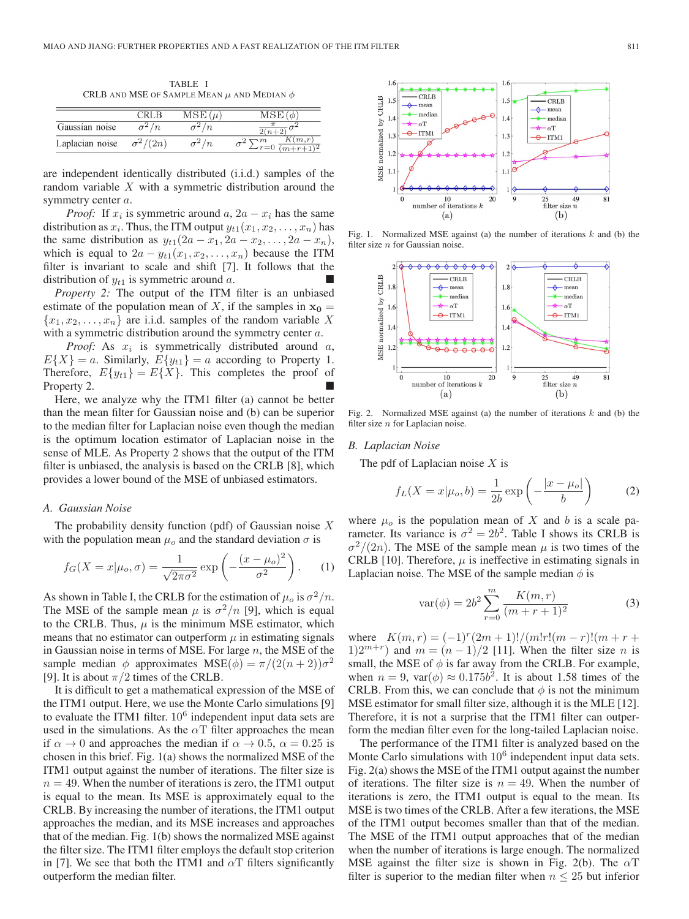TABLE I

CRLB and MSE of Sample Mean $\mu$ and Median $\phi$

|  | CRLB | MSE ($\mu$) | MSE ($\phi$) |
|---|---|---|---|
| Gaussian noise | $\sigma^2/n$ | $\sigma^2/n$ | $\frac{\pi}{2(n+2)}\sigma^2$ |
| Laplacian noise | $\sigma^2/(2n)$ | $\sigma^2/n$ | $\sigma^2 \sum_{r=0}^{m} \frac{K(m,r)}{(m+r+1)^2}$ |

are independent identically distributed (i.i.d.) samples of the random variable $X$ with a symmetric distribution around the symmetry center $a$.

*Proof:* If $x_i$ is symmetric around $a$, $2a - x_i$ has the same distribution as $x_i$. Thus, the ITM output $y_{t1}(x_1, x_2, \ldots, x_n)$ has the same distribution as $y_{t1}(2a - x_1, 2a - x_2, \ldots, 2a - x_n)$, which is equal to $2a - y_{t1}(x_1, x_2, \ldots, x_n)$ because the ITM filter is invariant to scale and shift [7]. It follows that the distribution of $y_{t1}$ is symmetric around $a$. ■

*Property 2:* The output of the ITM filter is an unbiased estimate of the population mean of $X$, if the samples in $\mathbf{x_0} = \{x_1, x_2, \ldots, x_n\}$ are i.i.d. samples of the random variable $X$ with a symmetric distribution around the symmetry center $a$.

*Proof:* As $x_i$ is symmetrically distributed around $a$, $E\{X\} = a$. Similarly, $E\{y_{t1}\} = a$ according to Property 1. Therefore, $E\{y_{t1}\} = E\{X\}$. This completes the proof of Property 2. ■

Here, we analyze why the ITM1 filter (a) cannot be better than the mean filter for Gaussian noise and (b) can be superior to the median filter for Laplacian noise even though the median is the optimum location estimator of Laplacian noise in the sense of MLE. As Property 2 shows that the output of the ITM filter is unbiased, the analysis is based on the CRLB [8], which provides a lower bound of the MSE of unbiased estimators.

### A. Gaussian Noise

The probability density function (pdf) of Gaussian noise $X$ with the population mean $\mu_o$ and the standard deviation $\sigma$ is

$$f_G(X = x|\mu_o, \sigma) = \frac{1}{\sqrt{2\pi\sigma^2}} \exp\left(-\frac{(x-\mu_o)^2}{\sigma^2}\right). \quad (1)$$

As shown in Table I, the CRLB for the estimation of $\mu_o$ is $\sigma^2/n$. The MSE of the sample mean $\mu$ is $\sigma^2/n$ [9], which is equal to the CRLB. Thus, $\mu$ is the minimum MSE estimator, which means that no estimator can outperform $\mu$ in estimating signals in Gaussian noise in terms of MSE. For large $n$, the MSE of the sample median $\phi$ approximates $\text{MSE}(\phi) = \pi/(2(n+2))\sigma^2$ [9]. It is about $\pi/2$ times of the CRLB.

It is difficult to get a mathematical expression of the MSE of the ITM1 output. Here, we use the Monte Carlo simulations [9] to evaluate the ITM1 filter. $10^6$ independent input data sets are used in the simulations. As the $\alpha$T filter approaches the mean if $\alpha \to 0$ and approaches the median if $\alpha \to 0.5$, $\alpha = 0.25$ is chosen in this brief. Fig. 1(a) shows the normalized MSE of the ITM1 output against the number of iterations. The filter size is $n = 49$. When the number of iterations is zero, the ITM1 output is equal to the mean. Its MSE is approximately equal to the CRLB. By increasing the number of iterations, the ITM1 output approaches the median, and its MSE increases and approaches that of the median. Fig. 1(b) shows the normalized MSE against the filter size. The ITM1 filter employs the default stop criterion in [7]. We see that both the ITM1 and $\alpha$T filters significantly outperform the median filter.

Fig. 1. Normalized MSE against (a) the number of iterations $k$ and (b) the filter size $n$ for Gaussian noise.

Fig. 2. Normalized MSE against (a) the number of iterations $k$ and (b) the filter size $n$ for Laplacian noise.

### B. Laplacian Noise

The pdf of Laplacian noise $X$ is

$$f_L(X = x|\mu_o, b) = \frac{1}{2b} \exp\left(-\frac{|x-\mu_o|}{b}\right) \quad (2)$$

where $\mu_o$ is the population mean of $X$ and $b$ is a scale parameter. Its variance is $\sigma^2 = 2b^2$. Table I shows its CRLB is $\sigma^2/(2n)$. The MSE of the sample mean $\mu$ is two times of the CRLB [10]. Therefore, $\mu$ is ineffective in estimating signals in Laplacian noise. The MSE of the sample median $\phi$ is

$$\text{var}(\phi) = 2b^2 \sum_{r=0}^{m} \frac{K(m,r)}{(m+r+1)^2} \quad (3)$$

where $K(m,r) = (-1)^r(2m+1)!/(m!r!(m-r)!(m+r+1)2^{m+r})$ and $m = (n-1)/2$ [11]. When the filter size $n$ is small, the MSE of $\phi$ is far away from the CRLB. For example, when $n = 9$, $\text{var}(\phi) \approx 0.175b^2$. It is about 1.58 times of the CRLB. From this, we can conclude that $\phi$ is not the minimum MSE estimator for small filter size, although it is the MLE [12]. Therefore, it is not a surprise that the ITM1 filter can outperform the median filter even for the long-tailed Laplacian noise.

The performance of the ITM1 filter is analyzed based on the Monte Carlo simulations with $10^6$ independent input data sets. Fig. 2(a) shows the MSE of the ITM1 output against the number of iterations. The filter size is $n = 49$. When the number of iterations is zero, the ITM1 output is equal to the mean. Its MSE is two times of the CRLB. After a few iterations, the MSE of the ITM1 output becomes smaller than that of the median. The MSE of the ITM1 output approaches that of the median when the number of iterations is large enough. The normalized MSE against the filter size is shown in Fig. 2(b). The $\alpha$T filter is superior to the median filter when $n \leq 25$ but inferior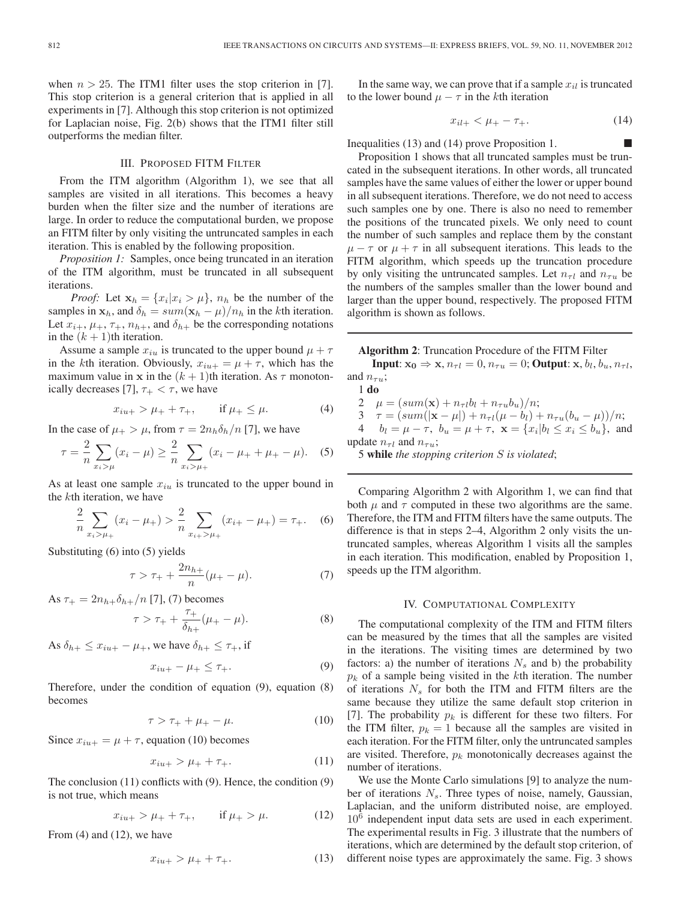when $n > 25$. The ITM1 filter uses the stop criterion in [7]. This stop criterion is a general criterion that is applied in all experiments in [7]. Although this stop criterion is not optimized for Laplacian noise, Fig. 2(b) shows that the ITM1 filter still outperforms the median filter.

## III. Proposed FITM Filter

From the ITM algorithm (Algorithm 1), we see that all samples are visited in all iterations. This becomes a heavy burden when the filter size and the number of iterations are large. In order to reduce the computational burden, we propose an FITM filter by only visiting the untruncated samples in each iteration. This is enabled by the following proposition.

*Proposition 1:* Samples, once being truncated in an iteration of the ITM algorithm, must be truncated in all subsequent iterations.

*Proof:* Let $\mathbf{x}_h = \{x_i | x_i > \mu\}$, $n_h$ be the number of the samples in $\mathbf{x}_h$, and $\delta_h = sum(\mathbf{x}_h - \mu)/n_h$ in the $k$th iteration. Let $x_{i+}$, $\mu_+$, $\tau_+$, $n_{h+}$, and $\delta_{h+}$ be the corresponding notations in the $(k+1)$th iteration.

Assume a sample $x_{iu}$ is truncated to the upper bound $\mu + \tau$ in the $k$th iteration. Obviously, $x_{iu+} = \mu + \tau$, which has the maximum value in $\mathbf{x}$ in the $(k+1)$th iteration. As $\tau$ monotonically decreases [7], $\tau_+ < \tau$, we have

$$x_{iu+} > \mu_+ + \tau_+, \qquad \text{if } \mu_+ \leq \mu. \tag{4}$$

In the case of $\mu_+ > \mu$, from $\tau = 2n_h\delta_h/n$ [7], we have

$$\tau = \frac{2}{n}\sum_{x_i > \mu}(x_i - \mu) \geq \frac{2}{n}\sum_{x_i > \mu_+}(x_i - \mu_+ + \mu_+ - \mu). \tag{5}$$

As at least one sample $x_{iu}$ is truncated to the upper bound in the $k$th iteration, we have

$$\frac{2}{n}\sum_{x_i > \mu_+}(x_i - \mu_+) > \frac{2}{n}\sum_{x_{i+} > \mu_+}(x_{i+} - \mu_+) = \tau_+. \tag{6}$$

Substituting (6) into (5) yields

$$\tau > \tau_+ + \frac{2n_{h+}}{n}(\mu_+ - \mu). \tag{7}$$

As $\tau_+ = 2n_{h+}\delta_{h+}/n$ [7], (7) becomes

$$\tau > \tau_+ + \frac{\tau_+}{\delta_{h+}}(\mu_+ - \mu). \tag{8}$$

As $\delta_{h+} \leq x_{iu+} - \mu_+$, we have $\delta_{h+} \leq \tau_+$, if

$$x_{iu+} - \mu_+ \leq \tau_+. \tag{9}$$

Therefore, under the condition of equation (9), equation (8) becomes

$$\tau > \tau_+ + \mu_+ - \mu. \tag{10}$$

Since $x_{iu+} = \mu + \tau$, equation (10) becomes

$$x_{iu+} > \mu_+ + \tau_+. \tag{11}$$

The conclusion (11) conflicts with (9). Hence, the condition (9) is not true, which means

$$x_{iu+} > \mu_+ + \tau_+, \qquad \text{if } \mu_+ > \mu. \tag{12}$$

From (4) and (12), we have

$$x_{iu+} > \mu_+ + \tau_+. \tag{13}$$

In the same way, we can prove that if a sample $x_{il}$ is truncated to the lower bound $\mu - \tau$ in the $k$th iteration

$$x_{il+} < \mu_+ - \tau_+. \tag{14}$$

Inequalities (13) and (14) prove Proposition 1. ■

Proposition 1 shows that all truncated samples must be truncated in the subsequent iterations. In other words, all truncated samples have the same values of either the lower or upper bound in all subsequent iterations. Therefore, we do not need to access such samples one by one. There is also no need to remember the positions of the truncated pixels. We only need to count the number of such samples and replace them by the constant $\mu - \tau$ or $\mu + \tau$ in all subsequent iterations. This leads to the FITM algorithm, which speeds up the truncation procedure by only visiting the untruncated samples. Let $n_{\tau l}$ and $n_{\tau u}$ be the numbers of the samples smaller than the lower bound and larger than the upper bound, respectively. The proposed FITM algorithm is shown as follows.

---

**Algorithm 2**: Truncation Procedure of the FITM Filter

**Input**: $\mathbf{x_0} \Rightarrow \mathbf{x}$, $n_{\tau l} = 0$, $n_{\tau u} = 0$; **Output**: $\mathbf{x}$, $b_l$, $b_u$, $n_{\tau l}$, and $n_{\tau u}$;

1 **do**

2 $\mu = (sum(\mathbf{x}) + n_{\tau l}b_l + n_{\tau u}b_u)/n$;

3 $\tau = (sum(|\mathbf{x} - \mu|) + n_{\tau l}(\mu - b_l) + n_{\tau u}(b_u - \mu))/n$;

4 $b_l = \mu - \tau$, $b_u = \mu + \tau$, $\mathbf{x} = \{x_i | b_l \leq x_i \leq b_u\}$, and update $n_{\tau l}$ and $n_{\tau u}$;

5 **while** *the stopping criterion $S$ is violated*;

---

Comparing Algorithm 2 with Algorithm 1, we can find that both $\mu$ and $\tau$ computed in these two algorithms are the same. Therefore, the ITM and FITM filters have the same outputs. The difference is that in steps 2–4, Algorithm 2 only visits the untruncated samples, whereas Algorithm 1 visits all the samples in each iteration. This modification, enabled by Proposition 1, speeds up the ITM algorithm.

## IV. Computational Complexity

The computational complexity of the ITM and FITM filters can be measured by the times that all the samples are visited in the iterations. The visiting times are determined by two factors: a) the number of iterations $N_s$ and b) the probability $p_k$ of a sample being visited in the $k$th iteration. The number of iterations $N_s$ for both the ITM and FITM filters are the same because they utilize the same default stop criterion in [7]. The probability $p_k$ is different for these two filters. For the ITM filter, $p_k = 1$ because all the samples are visited in each iteration. For the FITM filter, only the untruncated samples are visited. Therefore, $p_k$ monotonically decreases against the number of iterations.

We use the Monte Carlo simulations [9] to analyze the number of iterations $N_s$. Three types of noise, namely, Gaussian, Laplacian, and the uniform distributed noise, are employed. $10^6$ independent input data sets are used in each experiment. The experimental results in Fig. 3 illustrate that the numbers of iterations, which are determined by the default stop criterion, of different noise types are approximately the same. Fig. 3 shows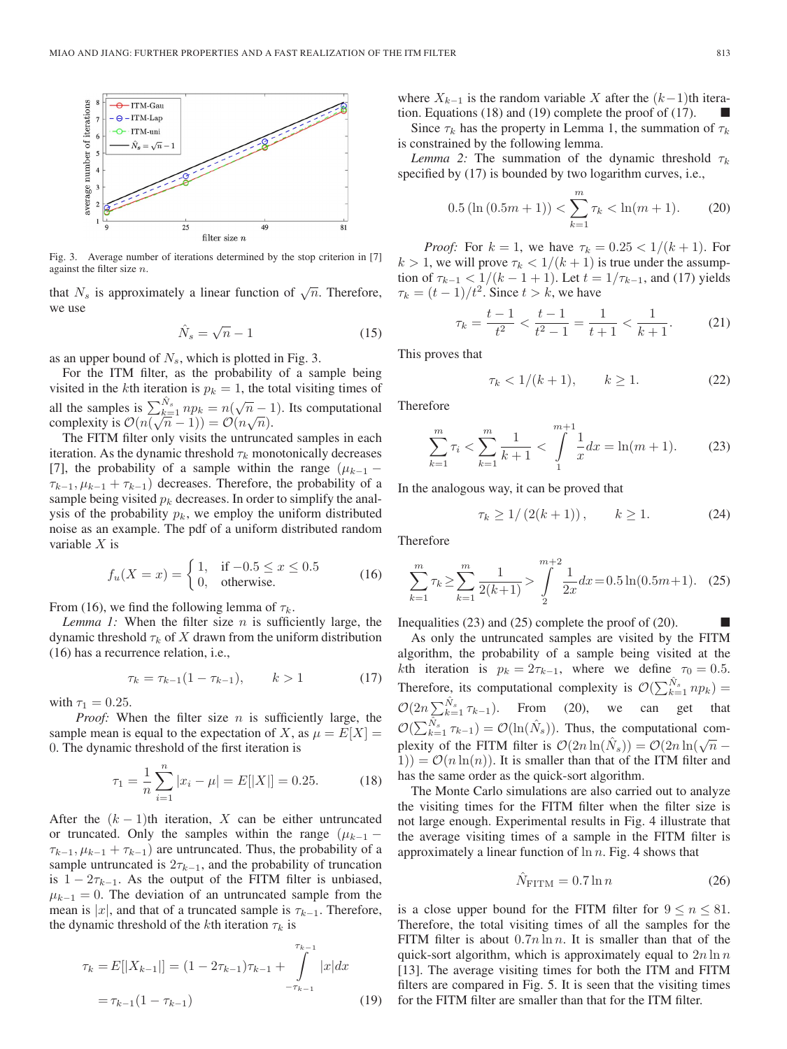Fig. 3. Average number of iterations determined by the stop criterion in [7] against the filter size $n$.

that $N_s$ is approximately a linear function of $\sqrt{n}$. Therefore, we use

$$\hat{N}_s = \sqrt{n} - 1 \tag{15}$$

as an upper bound of $N_s$, which is plotted in Fig. 3.

For the ITM filter, as the probability of a sample being visited in the $k$th iteration is $p_k = 1$, the total visiting times of all the samples is $\sum_{k=1}^{\hat{N}_s} np_k = n(\sqrt{n} - 1)$. Its computational complexity is $\mathcal{O}(n(\sqrt{n} - 1)) = \mathcal{O}(n\sqrt{n})$.

The FITM filter only visits the untruncated samples in each iteration. As the dynamic threshold $\tau_k$ monotonically decreases [7], the probability of a sample within the range $(\mu_{k-1} - \tau_{k-1}, \mu_{k-1} + \tau_{k-1})$ decreases. Therefore, the probability of a sample being visited $p_k$ decreases. In order to simplify the analysis of the probability $p_k$, we employ the uniform distributed noise as an example. The pdf of a uniform distributed random variable $X$ is

$$f_u(X = x) = \begin{cases} 1, & \text{if } -0.5 \le x \le 0.5 \\ 0, & \text{otherwise.} \end{cases} \tag{16}$$

From (16), we find the following lemma of $\tau_k$.

*Lemma 1:* When the filter size $n$ is sufficiently large, the dynamic threshold $\tau_k$ of $X$ drawn from the uniform distribution (16) has a recurrence relation, i.e.,

$$\tau_k = \tau_{k-1}(1 - \tau_{k-1}), \qquad k > 1 \tag{17}$$

with $\tau_1 = 0.25$.

*Proof:* When the filter size $n$ is sufficiently large, the sample mean is equal to the expectation of $X$, as $\mu = E[X] = 0$. The dynamic threshold of the first iteration is

$$\tau_1 = \frac{1}{n}\sum_{i=1}^{n} |x_i - \mu| = E[|X|] = 0.25. \tag{18}$$

After the $(k-1)$th iteration, $X$ can be either untruncated or truncated. Only the samples within the range $(\mu_{k-1} - \tau_{k-1}, \mu_{k-1} + \tau_{k-1})$ are untruncated. Thus, the probability of a sample untruncated is $2\tau_{k-1}$, and the probability of truncation is $1 - 2\tau_{k-1}$. As the output of the FITM filter is unbiased, $\mu_{k-1} = 0$. The deviation of an untruncated sample from the mean is $|x|$, and that of a truncated sample is $\tau_{k-1}$. Therefore, the dynamic threshold of the $k$th iteration $\tau_k$ is

$$\begin{aligned} \tau_k = E[|X_{k-1}|] &= (1 - 2\tau_{k-1})\tau_{k-1} + \int_{-\tau_{k-1}}^{\tau_{k-1}} |x| dx \\ &= \tau_{k-1}(1 - \tau_{k-1}) \end{aligned} \tag{19}$$

where $X_{k-1}$ is the random variable $X$ after the $(k-1)$th iteration. Equations (18) and (19) complete the proof of (17). ■

Since $\tau_k$ has the property in Lemma 1, the summation of $\tau_k$ is constrained by the following lemma.

*Lemma 2:* The summation of the dynamic threshold $\tau_k$ specified by (17) is bounded by two logarithm curves, i.e.,

$$0.5\left(\ln(0.5m + 1)\right) < \sum_{k=1}^{m} \tau_k < \ln(m + 1). \tag{20}$$

*Proof:* For $k = 1$, we have $\tau_k = 0.25 < 1/(k + 1)$. For $k > 1$, we will prove $\tau_k < 1/(k + 1)$ is true under the assumption of $\tau_{k-1} < 1/(k - 1 + 1)$. Let $t = 1/\tau_{k-1}$, and (17) yields $\tau_k = (t - 1)/t^2$. Since $t > k$, we have

$$\tau_k = \frac{t-1}{t^2} < \frac{t-1}{t^2 - 1} = \frac{1}{t+1} < \frac{1}{k+1}. \tag{21}$$

This proves that

$$\tau_k < 1/(k + 1), \qquad k \ge 1. \tag{22}$$

Therefore

$$\sum_{k=1}^{m} \tau_i < \sum_{k=1}^{m} \frac{1}{k+1} < \int_{1}^{m+1} \frac{1}{x} dx = \ln(m + 1). \tag{23}$$

In the analogous way, it can be proved that

$$\tau_k \ge 1/\left(2(k + 1)\right), \qquad k \ge 1. \tag{24}$$

Therefore

$$\sum_{k=1}^{m} \tau_k \ge \sum_{k=1}^{m} \frac{1}{2(k+1)} > \int_{2}^{m+2} \frac{1}{2x} dx = 0.5\ln(0.5m+1). \tag{25}$$

Inequalities (23) and (25) complete the proof of (20). ■

As only the untruncated samples are visited by the FITM algorithm, the probability of a sample being visited at the $k$th iteration is $p_k = 2\tau_{k-1}$, where we define $\tau_0 = 0.5$. Therefore, its computational complexity is $\mathcal{O}(\sum_{k=1}^{\hat{N}_s} np_k) = \mathcal{O}(2n\sum_{k=1}^{\hat{N}_s} \tau_{k-1})$. From (20), we can get that $\mathcal{O}(\sum_{k=1}^{\hat{N}_s} \tau_{k-1}) = \mathcal{O}(\ln(\hat{N}_s))$. Thus, the computational complexity of the FITM filter is $\mathcal{O}(2n\ln(\hat{N}_s)) = \mathcal{O}(2n\ln(\sqrt{n} - 1)) = \mathcal{O}(n\ln(n))$. It is smaller than that of the ITM filter and has the same order as the quick-sort algorithm.

The Monte Carlo simulations are also carried out to analyze the visiting times for the FITM filter when the filter size is not large enough. Experimental results in Fig. 4 illustrate that the average visiting times of a sample in the FITM filter is approximately a linear function of $\ln n$. Fig. 4 shows that

$$\hat{N}_{\text{FITM}} = 0.7\ln n \tag{26}$$

is a close upper bound for the FITM filter for $9 \le n \le 81$. Therefore, the total visiting times of all the samples for the FITM filter is about $0.7n\ln n$. It is smaller than that of the quick-sort algorithm, which is approximately equal to $2n\ln n$ [13]. The average visiting times for both the ITM and FITM filters are compared in Fig. 5. It is seen that the visiting times for the FITM filter are smaller than that for the ITM filter.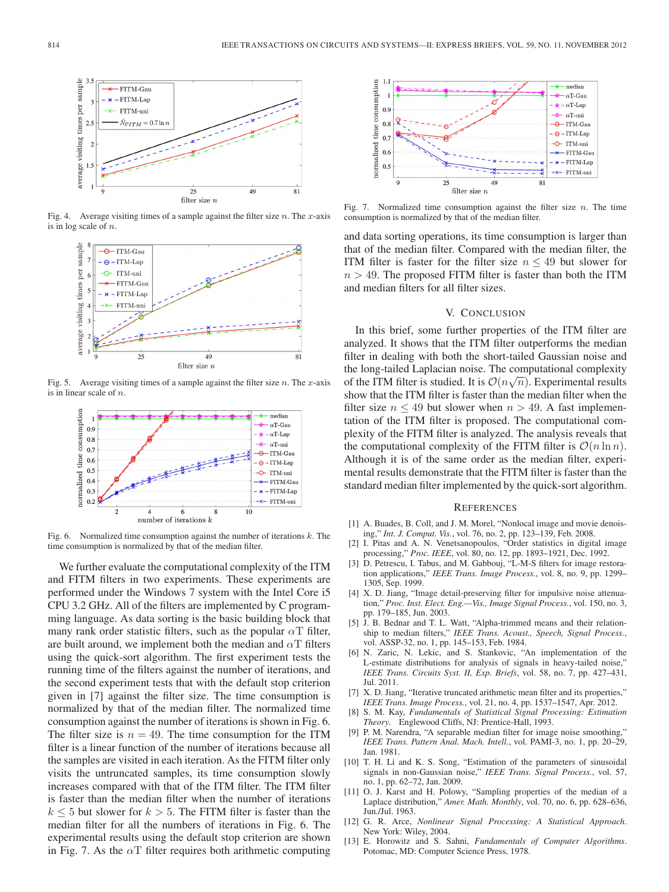3.5
3
2.5
2
1.5
1
average visiting times per sample
9
25
49
81
filter size $n$
FITM-Gau
FITM-Lap
FITM-uni
$\hat{N}_{FITM} = 0.7 \ln n$

Fig. 4. Average visiting times of a sample against the filter size $n$. The $x$-axis is in log scale of $n$.

8
7
6
5
4
3
2
1
average visiting times per sample
9
25
49
81
filter size $n$
ITM-Gau
ITM-Lap
ITM-uni
FITM-Gau
FITM-Lap
FITM-uni

Fig. 5. Average visiting times of a sample against the filter size $n$. The $x$-axis is in linear scale of $n$.

1
0.9
0.8
0.7
0.6
0.5
0.4
0.3
0.2
normalized time consumption
2
4
6
8
10
number of iterations $k$
median
αT-Gau
αT-Lap
αT-uni
ITM-Gau
ITM-Lap
ITM-uni
FITM-Gau
FITM-Lap
FITM-uni

Fig. 6. Normalized time consumption against the number of iterations $k$. The time consumption is normalized by that of the median filter.

We further evaluate the computational complexity of the ITM and FITM filters in two experiments. These experiments are performed under the Windows 7 system with the Intel Core i5 CPU 3.2 GHz. All of the filters are implemented by C programming language. As data sorting is the basic building block that many rank order statistic filters, such as the popular $\alpha$T filter, are built around, we implement both the median and $\alpha$T filters using the quick-sort algorithm. The first experiment tests the running time of the filters against the number of iterations, and the second experiment tests that with the default stop criterion given in [7] against the filter size. The time consumption is normalized by that of the median filter. The normalized time consumption against the number of iterations is shown in Fig. 6. The filter size is $n = 49$. The time consumption for the ITM filter is a linear function of the number of iterations because all the samples are visited in each iteration. As the FITM filter only visits the untruncated samples, its time consumption slowly increases compared with that of the ITM filter. The ITM filter is faster than the median filter when the number of iterations $k \leq 5$ but slower for $k > 5$. The FITM filter is faster than the median filter for all the numbers of iterations in Fig. 6. The experimental results using the default stop criterion are shown in Fig. 7. As the $\alpha$T filter requires both arithmetic computing

1.1
1
0.9
0.8
0.7
0.6
0.5
normalized time consumption
9
25
49
81
filter size $n$
median
αT-Gau
αT-Lap
αT-uni
ITM-Gau
ITM-Lap
ITM-uni
FITM-Gau
FITM-Lap
FITM-uni

Fig. 7. Normalized time consumption against the filter size $n$. The time consumption is normalized by that of the median filter.

and data sorting operations, its time consumption is larger than that of the median filter. Compared with the median filter, the ITM filter is faster for the filter size $n \leq 49$ but slower for $n > 49$. The proposed FITM filter is faster than both the ITM and median filters for all filter sizes.

## V. Conclusion

In this brief, some further properties of the ITM filter are analyzed. It shows that the ITM filter outperforms the median filter in dealing with both the short-tailed Gaussian noise and the long-tailed Laplacian noise. The computational complexity of the ITM filter is studied. It is $\mathcal{O}(n\sqrt{n})$. Experimental results show that the ITM filter is faster than the median filter when the filter size $n \leq 49$ but slower when $n > 49$. A fast implementation of the ITM filter is proposed. The computational complexity of the FITM filter is analyzed. The analysis reveals that the computational complexity of the FITM filter is $\mathcal{O}(n \ln n)$. Although it is of the same order as the median filter, experimental results demonstrate that the FITM filter is faster than the standard median filter implemented by the quick-sort algorithm.

## References

[1] A. Buades, B. Coll, and J. M. Morel, "Nonlocal image and movie denoising," *Int. J. Comput. Vis.*, vol. 76, no. 2, pp. 123–139, Feb. 2008.

[2] I. Pitas and A. N. Venetsanopoulos, "Order statistics in digital image processing," *Proc. IEEE*, vol. 80, no. 12, pp. 1893–1921, Dec. 1992.

[3] D. Petrescu, I. Tabus, and M. Gabbouj, "L-M-S filters for image restoration applications," *IEEE Trans. Image Process.*, vol. 8, no. 9, pp. 1299–1305, Sep. 1999.

[4] X. D. Jiang, "Image detail-preserving filter for impulsive noise attenuation," *Proc. Inst. Elect. Eng.—Vis., Image Signal Process.*, vol. 150, no. 3, pp. 179–185, Jun. 2003.

[5] J. B. Bednar and T. L. Watt, "Alpha-trimmed means and their relationship to median filters," *IEEE Trans. Acoust., Speech, Signal Process.*, vol. ASSP-32, no. 1, pp. 145–153, Feb. 1984.

[6] N. Zaric, N. Lekic, and S. Stankovic, "An implementation of the L-estimate distributions for analysis of signals in heavy-tailed noise," *IEEE Trans. Circuits Syst. II, Exp. Briefs*, vol. 58, no. 7, pp. 427–431, Jul. 2011.

[7] X. D. Jiang, "Iterative truncated arithmetic mean filter and its properties," *IEEE Trans. Image Process.*, vol. 21, no. 4, pp. 1537–1547, Apr. 2012.

[8] S. M. Kay, *Fundamentals of Statistical Signal Processing: Estimation Theory*. Englewood Cliffs, NJ: Prentice-Hall, 1993.

[9] P. M. Narendra, "A separable median filter for image noise smoothing," *IEEE Trans. Pattern Anal. Mach. Intell.*, vol. PAMI-3, no. 1, pp. 20–29, Jan. 1981.

[10] T. H. Li and K. S. Song, "Estimation of the parameters of sinusoidal signals in non-Gaussian noise," *IEEE Trans. Signal Process.*, vol. 57, no. 1, pp. 62–72, Jan. 2009.

[11] O. J. Karst and H. Polowy, "Sampling properties of the median of a Laplace distribution," *Amer. Math. Monthly*, vol. 70, no. 6, pp. 628–636, Jun./Jul. 1963.

[12] G. R. Arce, *Nonlinear Signal Processing: A Statistical Approach*. New York: Wiley, 2004.

[13] E. Horowitz and S. Sahni, *Fundamentals of Computer Algorithms*. Potomac, MD: Computer Science Press, 1978.